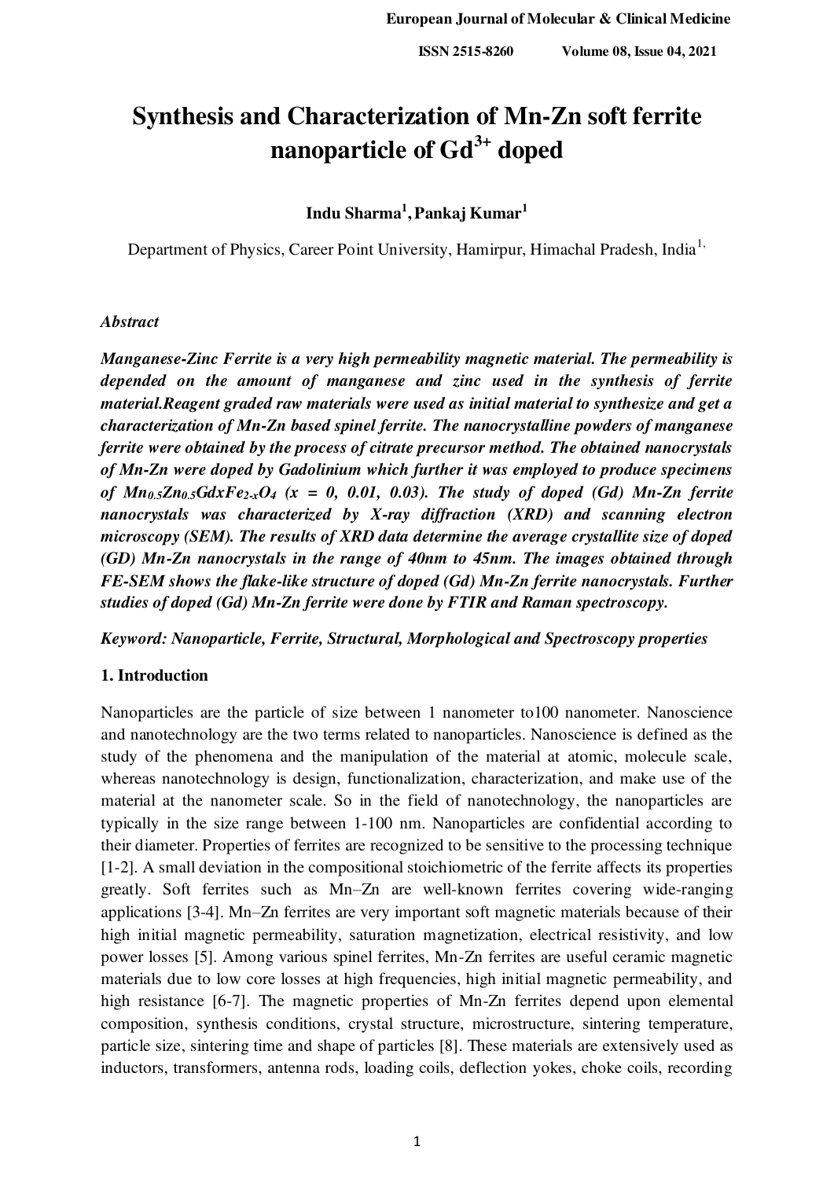# Synthesis and Characterization of Mn-Zn soft ferrite nanoparticle of $Gd^{3+}$ doped

**Indu Sharma[1], Pankaj Kumar[1]**

Department of Physics, Career Point University, Hamirpur, Himachal Pradesh, India[1,]

***Abstract***

***Manganese-Zinc Ferrite is a very high permeability magnetic material. The permeability is depended on the amount of manganese and zinc used in the synthesis of ferrite material.Reagent graded raw materials were used as initial material to synthesize and get a characterization of Mn-Zn based spinel ferrite. The nanocrystalline powders of manganese ferrite were obtained by the process of citrate precursor method. The obtained nanocrystals of Mn-Zn were doped by Gadolinium which further it was employed to produce specimens of $Mn_{0.5}Zn_{0.5}Gd_xFe_{2-x}O_4$ (x = 0, 0.01, 0.03). The study of doped (Gd) Mn-Zn ferrite nanocrystals was characterized by X-ray diffraction (XRD) and scanning electron microscopy (SEM). The results of XRD data determine the average crystallite size of doped (GD) Mn-Zn nanocrystals in the range of 40nm to 45nm. The images obtained through FE-SEM shows the flake-like structure of doped (Gd) Mn-Zn ferrite nanocrystals. Further studies of doped (Gd) Mn-Zn ferrite were done by FTIR and Raman spectroscopy.***

***Keyword: Nanoparticle, Ferrite, Structural, Morphological and Spectroscopy properties***

## 1. Introduction

Nanoparticles are the particle of size between 1 nanometer to100 nanometer. Nanoscience and nanotechnology are the two terms related to nanoparticles. Nanoscience is defined as the study of the phenomena and the manipulation of the material at atomic, molecule scale, whereas nanotechnology is design, functionalization, characterization, and make use of the material at the nanometer scale. So in the field of nanotechnology, the nanoparticles are typically in the size range between 1-100 nm. Nanoparticles are confidential according to their diameter. Properties of ferrites are recognized to be sensitive to the processing technique [1-2]. A small deviation in the compositional stoichiometric of the ferrite affects its properties greatly. Soft ferrites such as Mn–Zn are well-known ferrites covering wide-ranging applications [3-4]. Mn–Zn ferrites are very important soft magnetic materials because of their high initial magnetic permeability, saturation magnetization, electrical resistivity, and low power losses [5]. Among various spinel ferrites, Mn-Zn ferrites are useful ceramic magnetic materials due to low core losses at high frequencies, high initial magnetic permeability, and high resistance [6-7]. The magnetic properties of Mn-Zn ferrites depend upon elemental composition, synthesis conditions, crystal structure, microstructure, sintering temperature, particle size, sintering time and shape of particles [8]. These materials are extensively used as inductors, transformers, antenna rods, loading coils, deflection yokes, choke coils, recording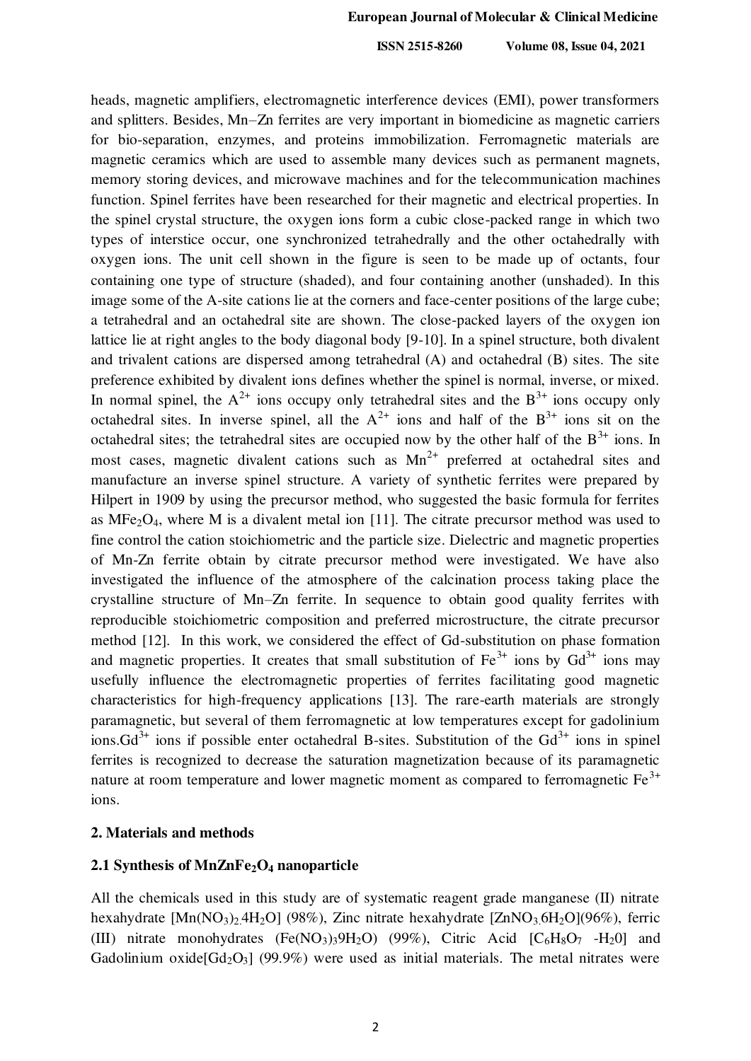heads, magnetic amplifiers, electromagnetic interference devices (EMI), power transformers and splitters. Besides, Mn–Zn ferrites are very important in biomedicine as magnetic carriers for bio-separation, enzymes, and proteins immobilization. Ferromagnetic materials are magnetic ceramics which are used to assemble many devices such as permanent magnets, memory storing devices, and microwave machines and for the telecommunication machines function. Spinel ferrites have been researched for their magnetic and electrical properties. In the spinel crystal structure, the oxygen ions form a cubic close-packed range in which two types of interstice occur, one synchronized tetrahedrally and the other octahedrally with oxygen ions. The unit cell shown in the figure is seen to be made up of octants, four containing one type of structure (shaded), and four containing another (unshaded). In this image some of the A-site cations lie at the corners and face-center positions of the large cube; a tetrahedral and an octahedral site are shown. The close-packed layers of the oxygen ion lattice lie at right angles to the body diagonal body [9-10]. In a spinel structure, both divalent and trivalent cations are dispersed among tetrahedral (A) and octahedral (B) sites. The site preference exhibited by divalent ions defines whether the spinel is normal, inverse, or mixed. In normal spinel, the $A^{2+}$ ions occupy only tetrahedral sites and the $B^{3+}$ ions occupy only octahedral sites. In inverse spinel, all the $A^{2+}$ ions and half of the $B^{3+}$ ions sit on the octahedral sites; the tetrahedral sites are occupied now by the other half of the $B^{3+}$ ions. In most cases, magnetic divalent cations such as $Mn^{2+}$ preferred at octahedral sites and manufacture an inverse spinel structure. A variety of synthetic ferrites were prepared by Hilpert in 1909 by using the precursor method, who suggested the basic formula for ferrites as $MFe_2O_4$, where M is a divalent metal ion [11]. The citrate precursor method was used to fine control the cation stoichiometric and the particle size. Dielectric and magnetic properties of Mn-Zn ferrite obtain by citrate precursor method were investigated. We have also investigated the influence of the atmosphere of the calcination process taking place the crystalline structure of Mn–Zn ferrite. In sequence to obtain good quality ferrites with reproducible stoichiometric composition and preferred microstructure, the citrate precursor method [12]. In this work, we considered the effect of Gd-substitution on phase formation and magnetic properties. It creates that small substitution of $Fe^{3+}$ ions by $Gd^{3+}$ ions may usefully influence the electromagnetic properties of ferrites facilitating good magnetic characteristics for high-frequency applications [13]. The rare-earth materials are strongly paramagnetic, but several of them ferromagnetic at low temperatures except for gadolinium ions.$Gd^{3+}$ ions if possible enter octahedral B-sites. Substitution of the $Gd^{3+}$ ions in spinel ferrites is recognized to decrease the saturation magnetization because of its paramagnetic nature at room temperature and lower magnetic moment as compared to ferromagnetic $Fe^{3+}$ ions.

## 2. Materials and methods

### 2.1 Synthesis of $MnZnFe_2O_4$ nanoparticle

All the chemicals used in this study are of systematic reagent grade manganese (II) nitrate hexahydrate [$Mn(NO_3)_2.4H_2O$] (98%), Zinc nitrate hexahydrate [$ZnNO_3.6H_2O$](96%), ferric (III) nitrate monohydrates ($Fe(NO_3)_39H_2O$) (99%), Citric Acid [$C_6H_8O_7$ -$H_20$] and Gadolinium oxide[$Gd_2O_3$] (99.9%) were used as initial materials. The metal nitrates were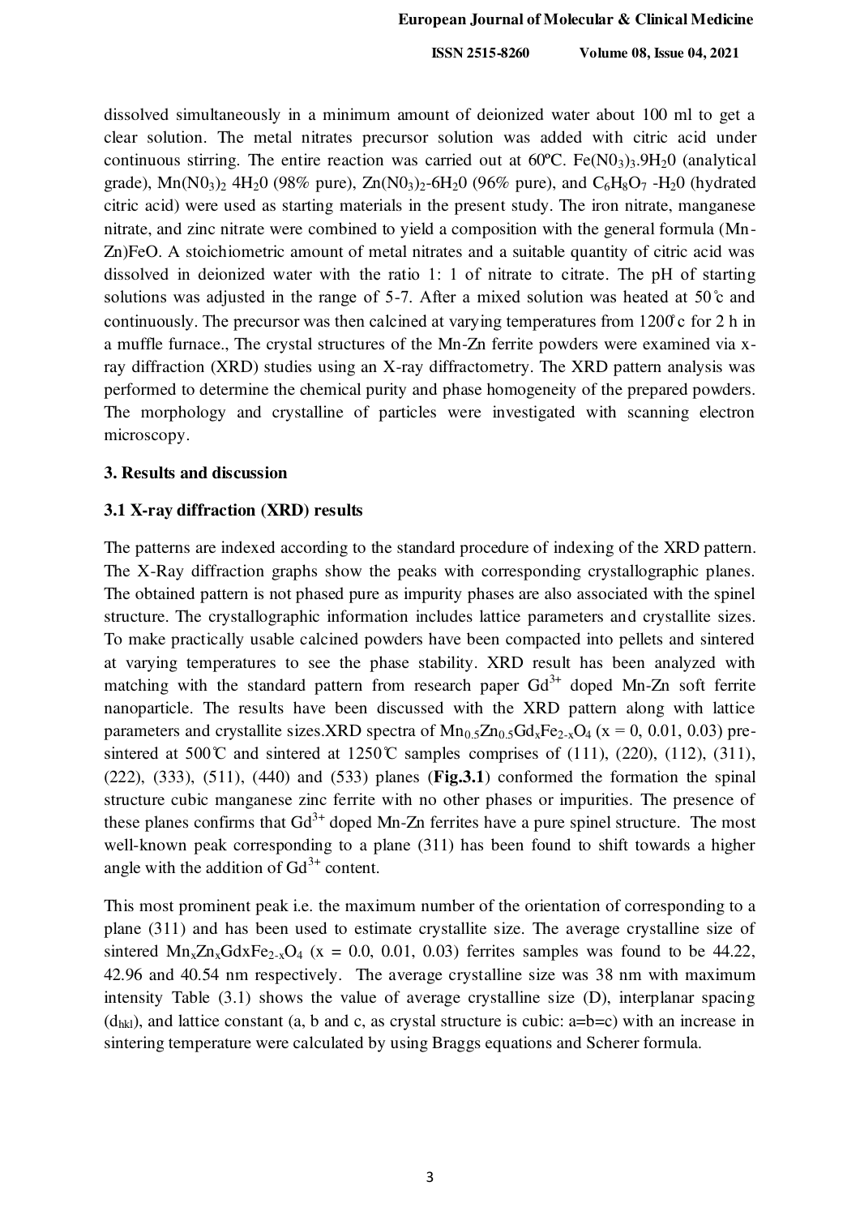dissolved simultaneously in a minimum amount of deionized water about 100 ml to get a clear solution. The metal nitrates precursor solution was added with citric acid under continuous stirring. The entire reaction was carried out at 60ºC. $Fe(N0_3)_3.9H_20$ (analytical grade), $Mn(N0_3)_2$ $4H_20$ (98% pure), $Zn(N0_3)_2$-$6H_20$ (96% pure), and $C_6H_8O_7$ -$H_20$ (hydrated citric acid) were used as starting materials in the present study. The iron nitrate, manganese nitrate, and zinc nitrate were combined to yield a composition with the general formula (Mn-Zn)FeO. A stoichiometric amount of metal nitrates and a suitable quantity of citric acid was dissolved in deionized water with the ratio 1: 1 of nitrate to citrate. The pH of starting solutions was adjusted in the range of 5-7. After a mixed solution was heated at 50 ̊c and continuously. The precursor was then calcined at varying temperatures from 1200 ̊c for 2 h in a muffle furnace., The crystal structures of the Mn-Zn ferrite powders were examined via x-ray diffraction (XRD) studies using an X-ray diffractometry. The XRD pattern analysis was performed to determine the chemical purity and phase homogeneity of the prepared powders. The morphology and crystalline of particles were investigated with scanning electron microscopy.

## 3. Results and discussion

### 3.1 X-ray diffraction (XRD) results

The patterns are indexed according to the standard procedure of indexing of the XRD pattern. The X-Ray diffraction graphs show the peaks with corresponding crystallographic planes. The obtained pattern is not phased pure as impurity phases are also associated with the spinel structure. The crystallographic information includes lattice parameters and crystallite sizes. To make practically usable calcined powders have been compacted into pellets and sintered at varying temperatures to see the phase stability. XRD result has been analyzed with matching with the standard pattern from research paper $Gd^{3+}$ doped Mn-Zn soft ferrite nanoparticle. The results have been discussed with the XRD pattern along with lattice parameters and crystallite sizes.XRD spectra of $Mn_{0.5}Zn_{0.5}Gd_xFe_{2-x}O_4$ (x = 0, 0.01, 0.03) pre-sintered at 500℃ and sintered at 1250℃ samples comprises of (111), (220), (112), (311), (222), (333), (511), (440) and (533) planes (**Fig.3.1**) conformed the formation the spinal structure cubic manganese zinc ferrite with no other phases or impurities. The presence of these planes confirms that $Gd^{3+}$ doped Mn-Zn ferrites have a pure spinel structure. The most well-known peak corresponding to a plane (311) has been found to shift towards a higher angle with the addition of $Gd^{3+}$ content.

This most prominent peak i.e. the maximum number of the orientation of corresponding to a plane (311) and has been used to estimate crystallite size. The average crystalline size of sintered $Mn_xZn_xGdxFe_{2-x}O_4$ (x = 0.0, 0.01, 0.03) ferrites samples was found to be 44.22, 42.96 and 40.54 nm respectively. The average crystalline size was 38 nm with maximum intensity Table (3.1) shows the value of average crystalline size (D), interplanar spacing ($d_{hkl}$), and lattice constant (a, b and c, as crystal structure is cubic: a=b=c) with an increase in sintering temperature were calculated by using Braggs equations and Scherer formula.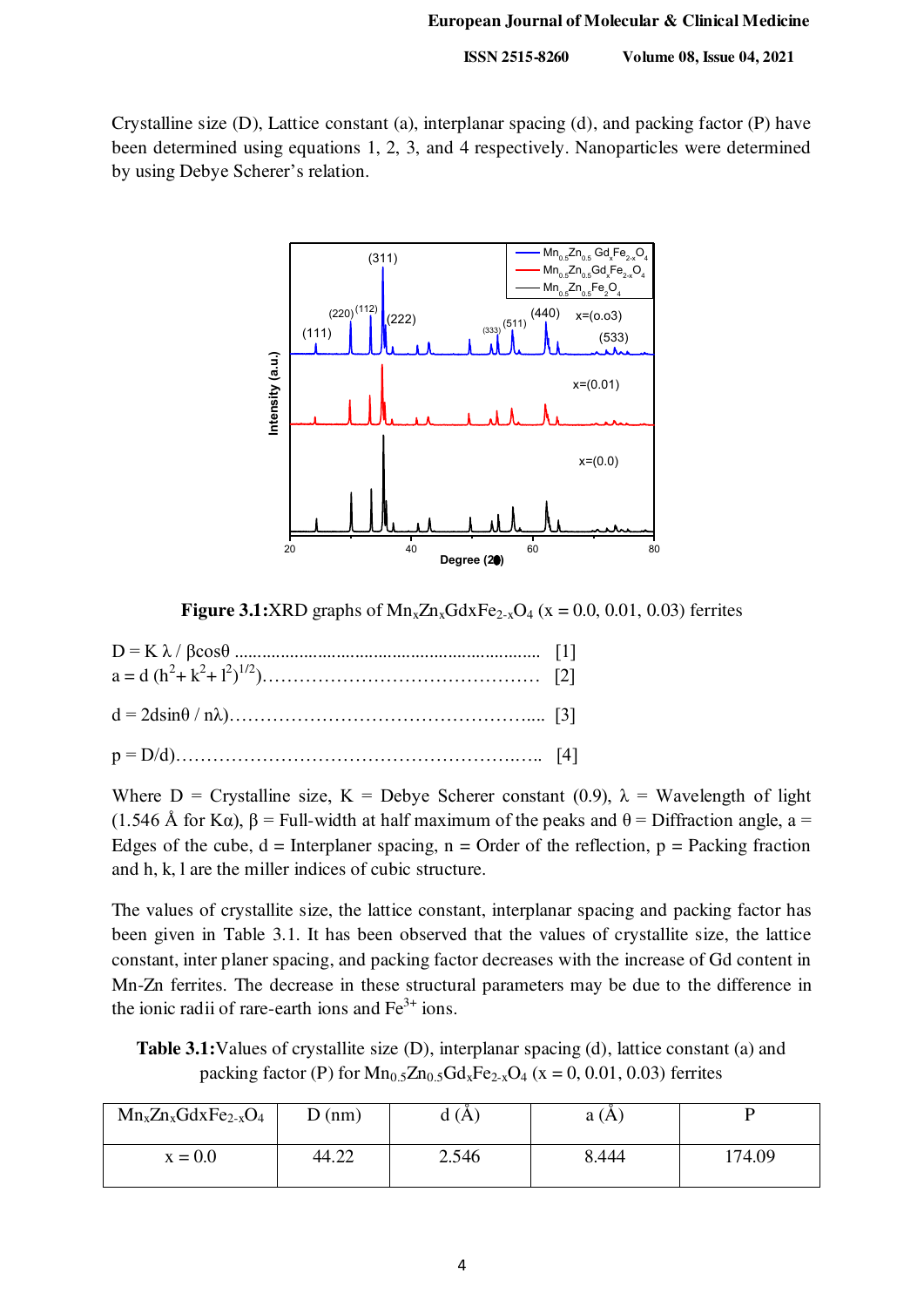Crystalline size (D), Lattice constant (a), interplanar spacing (d), and packing factor (P) have been determined using equations 1, 2, 3, and 4 respectively. Nanoparticles were determined by using Debye Scherer's relation.

**Figure 3.1:** XRD graphs of $Mn_xZn_xGdxFe_{2-x}O_4$ (x = 0.0, 0.01, 0.03) ferrites

$D = K\lambda / \beta\cos\theta$ ................................................................ [1]

$a = d\,(h^2 + k^2 + l^2)^{1/2})$............................................ [2]

$d = 2d\sin\theta / n\lambda)$................................................ [3]

$p = D/d)$.................................................................. [4]

Where D = Crystalline size, K = Debye Scherer constant (0.9), λ = Wavelength of light (1.546 Å for Kα), β = Full-width at half maximum of the peaks and θ = Diffraction angle, a = Edges of the cube, d = Interplaner spacing, n = Order of the reflection, p = Packing fraction and h, k, l are the miller indices of cubic structure.

The values of crystallite size, the lattice constant, interplanar spacing and packing factor has been given in Table 3.1. It has been observed that the values of crystallite size, the lattice constant, inter planer spacing, and packing factor decreases with the increase of Gd content in Mn-Zn ferrites. The decrease in these structural parameters may be due to the difference in the ionic radii of rare-earth ions and $Fe^{3+}$ ions.

**Table 3.1:** Values of crystallite size (D), interplanar spacing (d), lattice constant (a) and packing factor (P) for $Mn_{0.5}Zn_{0.5}Gd_xFe_{2-x}O_4$ (x = 0, 0.01, 0.03) ferrites

| $Mn_xZn_xGdxFe_{2-x}O_4$ | D (nm) | d (Å) | a (Å) | P |
|---|---|---|---|---|
| x = 0.0 | 44.22 | 2.546 | 8.444 | 174.09 |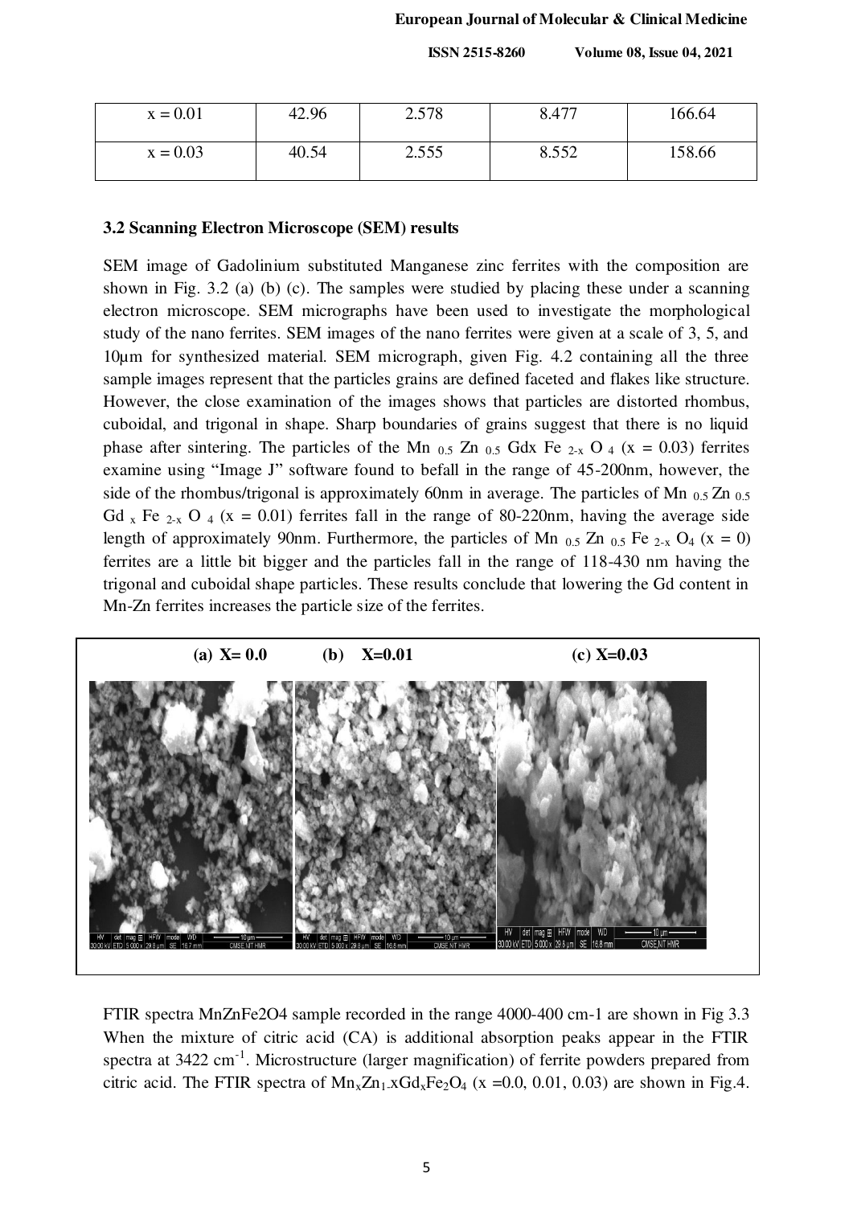| x = 0.01 | 42.96 | 2.578 | 8.477 | 166.64 |
|---|---|---|---|---|
| x = 0.03 | 40.54 | 2.555 | 8.552 | 158.66 |

### 3.2 Scanning Electron Microscope (SEM) results

SEM image of Gadolinium substituted Manganese zinc ferrites with the composition are shown in Fig. 3.2 (a) (b) (c). The samples were studied by placing these under a scanning electron microscope. SEM micrographs have been used to investigate the morphological study of the nano ferrites. SEM images of the nano ferrites were given at a scale of 3, 5, and 10μm for synthesized material. SEM micrograph, given Fig. 4.2 containing all the three sample images represent that the particles grains are defined faceted and flakes like structure. However, the close examination of the images shows that particles are distorted rhombus, cuboidal, and trigonal in shape. Sharp boundaries of grains suggest that there is no liquid phase after sintering. The particles of the $Mn_{0.5} Zn_{0.5} Gd_x Fe_{2-x} O_4$ (x = 0.03) ferrites examine using "Image J" software found to befall in the range of 45-200nm, however, the side of the rhombus/trigonal is approximately 60nm in average. The particles of $Mn_{0.5} Zn_{0.5} Gd_x Fe_{2-x} O_4$ (x = 0.01) ferrites fall in the range of 80-220nm, having the average side length of approximately 90nm. Furthermore, the particles of $Mn_{0.5} Zn_{0.5} Fe_{2-x} O_4$ (x = 0) ferrites are a little bit bigger and the particles fall in the range of 118-430 nm having the trigonal and cuboidal shape particles. These results conclude that lowering the Gd content in Mn-Zn ferrites increases the particle size of the ferrites.

**(a) X= 0.0** **(b) X=0.01** **(c) X=0.03**

FTIR spectra MnZnFe2O4 sample recorded in the range 4000-400 cm-1 are shown in Fig 3.3 When the mixture of citric acid (CA) is additional absorption peaks appear in the FTIR spectra at 3422 $cm^{-1}$. Microstructure (larger magnification) of ferrite powders prepared from citric acid. The FTIR spectra of $Mn_xZn_{1-x}Gd_xFe_2O_4$ (x =0.0, 0.01, 0.03) are shown in Fig.4.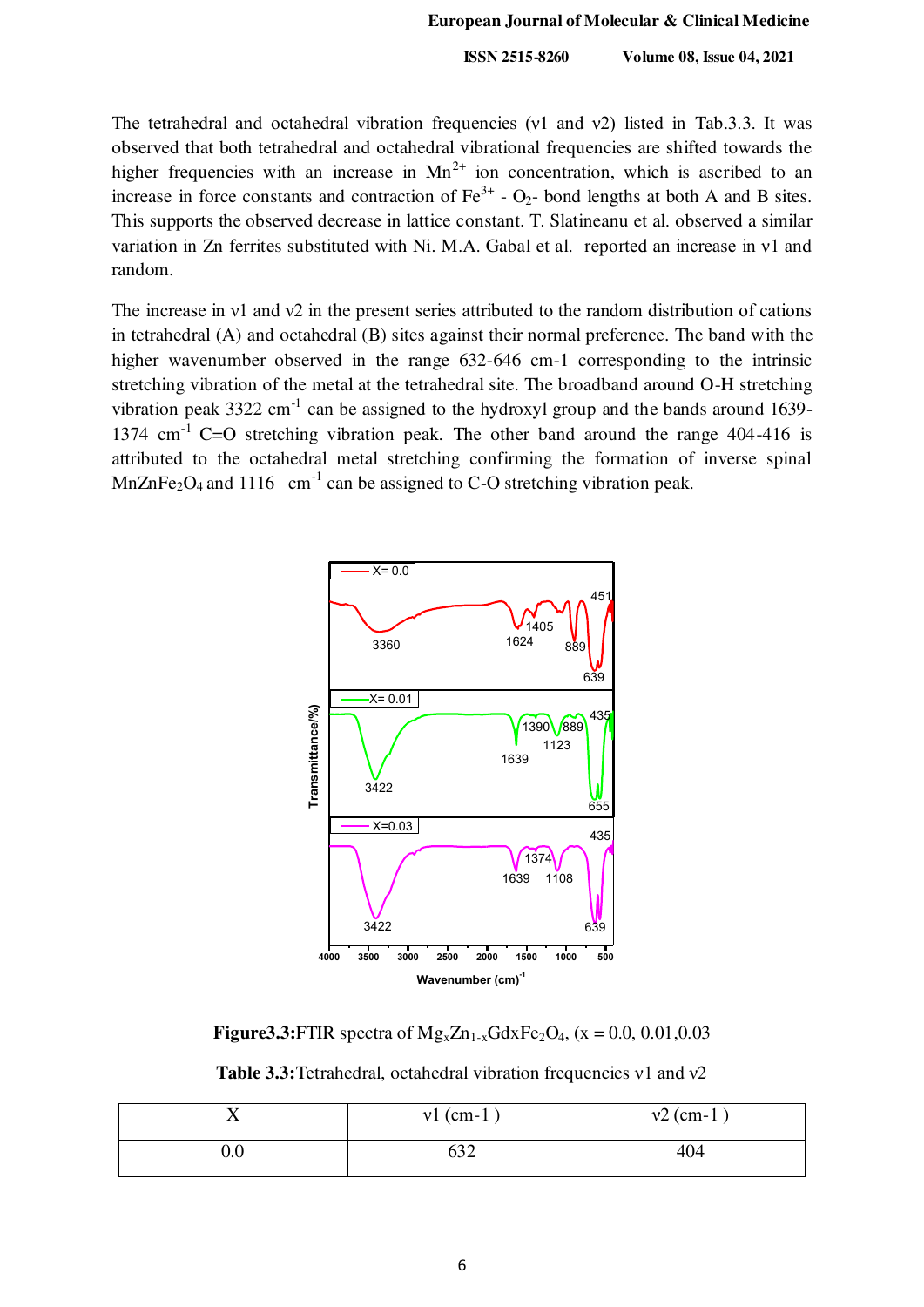The tetrahedral and octahedral vibration frequencies (ν1 and ν2) listed in Tab.3.3. It was observed that both tetrahedral and octahedral vibrational frequencies are shifted towards the higher frequencies with an increase in $Mn^{2+}$ ion concentration, which is ascribed to an increase in force constants and contraction of $Fe^{3+}$ - $O_2$- bond lengths at both A and B sites. This supports the observed decrease in lattice constant. T. Slatineanu et al. observed a similar variation in Zn ferrites substituted with Ni. M.A. Gabal et al. reported an increase in ν1 and random.

The increase in ν1 and ν2 in the present series attributed to the random distribution of cations in tetrahedral (A) and octahedral (B) sites against their normal preference. The band with the higher wavenumber observed in the range 632-646 cm-1 corresponding to the intrinsic stretching vibration of the metal at the tetrahedral site. The broadband around O-H stretching vibration peak 3322 $cm^{-1}$ can be assigned to the hydroxyl group and the bands around 1639-1374 $cm^{-1}$ C=O stretching vibration peak. The other band around the range 404-416 is attributed to the octahedral metal stretching confirming the formation of inverse spinal $MnZnFe_2O_4$ and 1116 $cm^{-1}$ can be assigned to C-O stretching vibration peak.

**Figure3.3:**FTIR spectra of $Mg_xZn_{1-x}Gd_xFe_2O_4$, (x = 0.0, 0.01,0.03

**Table 3.3:**Tetrahedral, octahedral vibration frequencies ν1 and ν2

| X | ν1 (cm-1 ) | ν2 (cm-1 ) |
|---|---|---|
| 0.0 | 632 | 404 |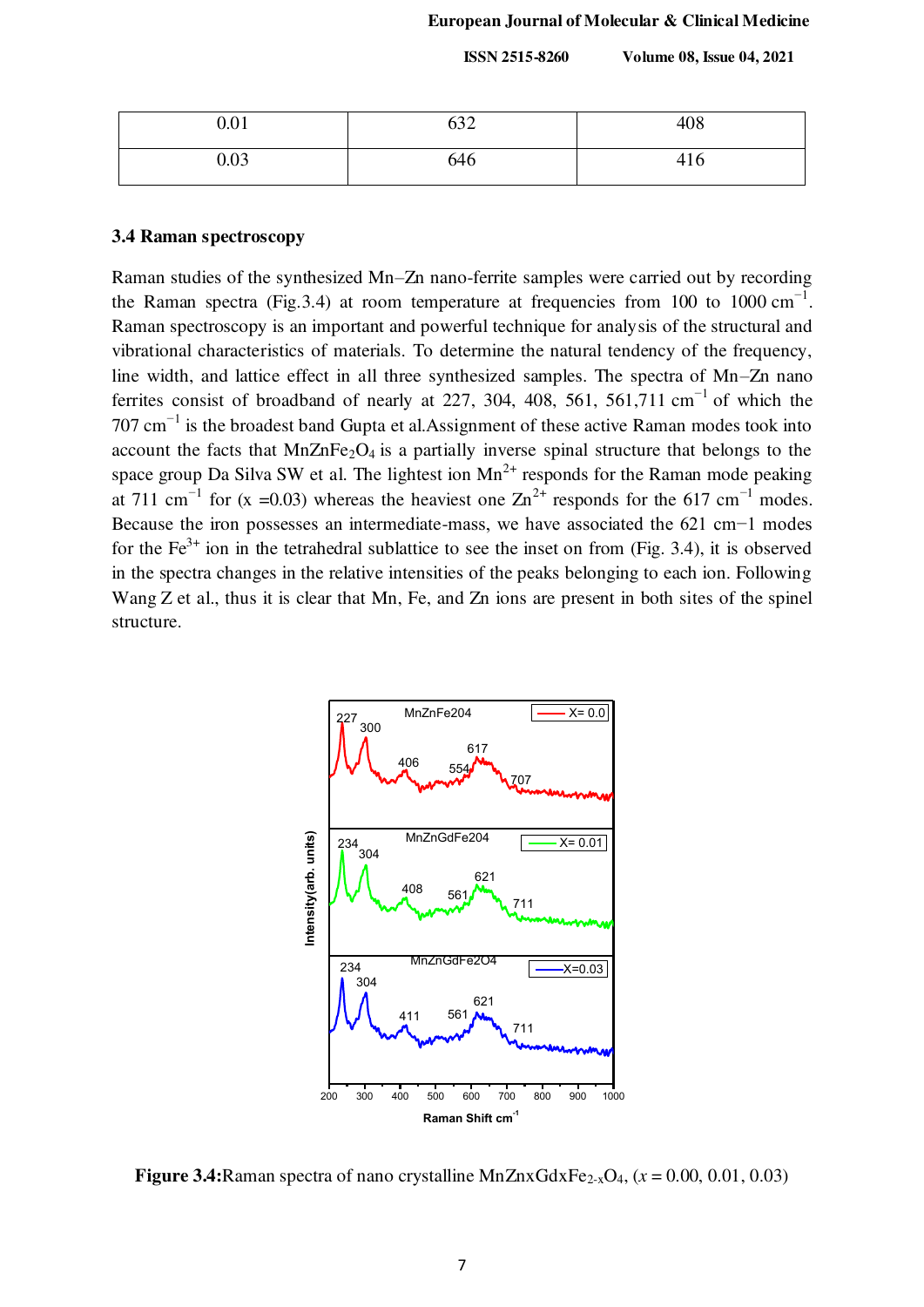| 0.01 | 632 | 408 |
| --- | --- | --- |
| 0.03 | 646 | 416 |

### 3.4 Raman spectroscopy

Raman studies of the synthesized Mn–Zn nano-ferrite samples were carried out by recording the Raman spectra (Fig.3.4) at room temperature at frequencies from 100 to 1000 $cm^{-1}$. Raman spectroscopy is an important and powerful technique for analysis of the structural and vibrational characteristics of materials. To determine the natural tendency of the frequency, line width, and lattice effect in all three synthesized samples. The spectra of Mn–Zn nano ferrites consist of broadband of nearly at 227, 304, 408, 561, 561,711 $cm^{-1}$ of which the 707 $cm^{-1}$ is the broadest band Gupta et al.Assignment of these active Raman modes took into account the facts that $MnZnFe_2O_4$ is a partially inverse spinal structure that belongs to the space group Da Silva SW et al. The lightest ion $Mn^{2+}$ responds for the Raman mode peaking at 711 $cm^{-1}$ for (x =0.03) whereas the heaviest one $Zn^{2+}$ responds for the 617 $cm^{-1}$ modes. Because the iron possesses an intermediate-mass, we have associated the 621 cm−1 modes for the $Fe^{3+}$ ion in the tetrahedral sublattice to see the inset on from (Fig. 3.4), it is observed in the spectra changes in the relative intensities of the peaks belonging to each ion. Following Wang Z et al., thus it is clear that Mn, Fe, and Zn ions are present in both sites of the spinel structure.

**Figure 3.4:**Raman spectra of nano crystalline $MnZnxGdxFe_{2-x}O_4$, ($x$ = 0.00, 0.01, 0.03)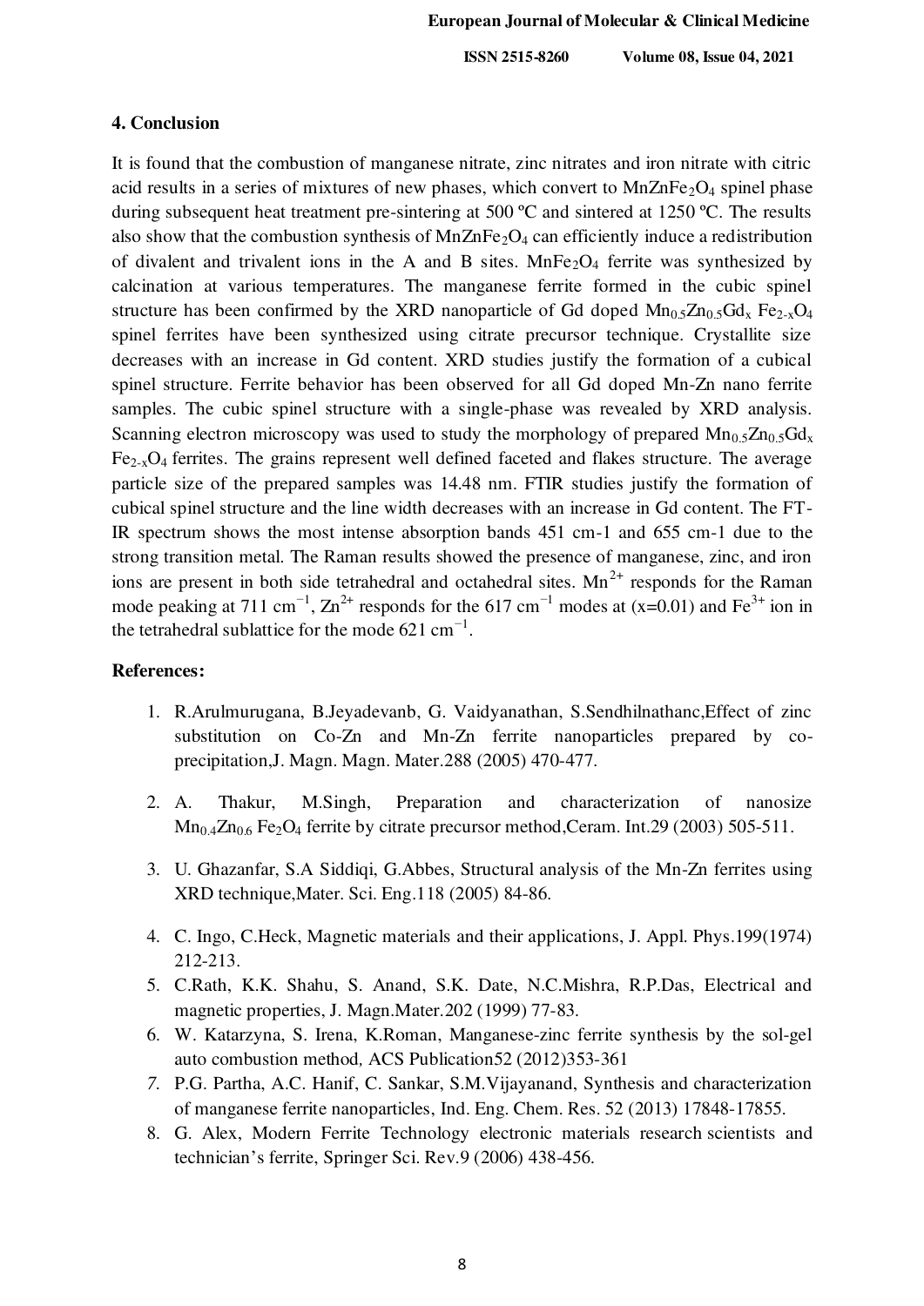## 4. Conclusion

It is found that the combustion of manganese nitrate, zinc nitrates and iron nitrate with citric acid results in a series of mixtures of new phases, which convert to $MnZnFe_2O_4$ spinel phase during subsequent heat treatment pre-sintering at 500 ºC and sintered at 1250 ºC. The results also show that the combustion synthesis of $MnZnFe_2O_4$ can efficiently induce a redistribution of divalent and trivalent ions in the A and B sites. $MnFe_2O_4$ ferrite was synthesized by calcination at various temperatures. The manganese ferrite formed in the cubic spinel structure has been confirmed by the XRD nanoparticle of Gd doped $Mn_{0.5}Zn_{0.5}Gd_x\ Fe_{2-x}O_4$ spinel ferrites have been synthesized using citrate precursor technique. Crystallite size decreases with an increase in Gd content. XRD studies justify the formation of a cubical spinel structure. Ferrite behavior has been observed for all Gd doped Mn-Zn nano ferrite samples. The cubic spinel structure with a single-phase was revealed by XRD analysis. Scanning electron microscopy was used to study the morphology of prepared $Mn_{0.5}Zn_{0.5}Gd_x\ Fe_{2-x}O_4$ ferrites. The grains represent well defined faceted and flakes structure. The average particle size of the prepared samples was 14.48 nm. FTIR studies justify the formation of cubical spinel structure and the line width decreases with an increase in Gd content. The FT-IR spectrum shows the most intense absorption bands 451 cm-1 and 655 cm-1 due to the strong transition metal. The Raman results showed the presence of manganese, zinc, and iron ions are present in both side tetrahedral and octahedral sites. $Mn^{2+}$ responds for the Raman mode peaking at 711 $cm^{-1}$, $Zn^{2+}$ responds for the 617 $cm^{-1}$ modes at (x=0.01) and $Fe^{3+}$ ion in the tetrahedral sublattice for the mode 621 $cm^{-1}$.

## References:

1. R.Arulmurugana, B.Jeyadevanb, G. Vaidyanathan, S.Sendhilnathanc,Effect of zinc substitution on Co-Zn and Mn-Zn ferrite nanoparticles prepared by co-precipitation,J. Magn. Magn. Mater.288 (2005) 470-477.
2. A. Thakur, M.Singh, Preparation and characterization of nanosize $Mn_{0.4}Zn_{0.6}\ Fe_2O_4$ ferrite by citrate precursor method,Ceram. Int.29 (2003) 505-511.
3. U. Ghazanfar, S.A Siddiqi, G.Abbes, Structural analysis of the Mn-Zn ferrites using XRD technique,Mater. Sci. Eng.118 (2005) 84-86.
4. C. Ingo, C.Heck, Magnetic materials and their applications, J. Appl. Phys.199(1974) 212-213.
5. C.Rath, K.K. Shahu, S. Anand, S.K. Date, N.C.Mishra, R.P.Das, Electrical and magnetic properties, J. Magn.Mater.202 (1999) 77-83.
6. W. Katarzyna, S. Irena, K.Roman, Manganese-zinc ferrite synthesis by the sol-gel auto combustion method, ACS Publication52 (2012)353-361
7. P.G. Partha, A.C. Hanif, C. Sankar, S.M.Vijayanand, Synthesis and characterization of manganese ferrite nanoparticles, Ind. Eng. Chem. Res. 52 (2013) 17848-17855.
8. G. Alex, Modern Ferrite Technology electronic materials research scientists and technician's ferrite, Springer Sci. Rev.9 (2006) 438-456.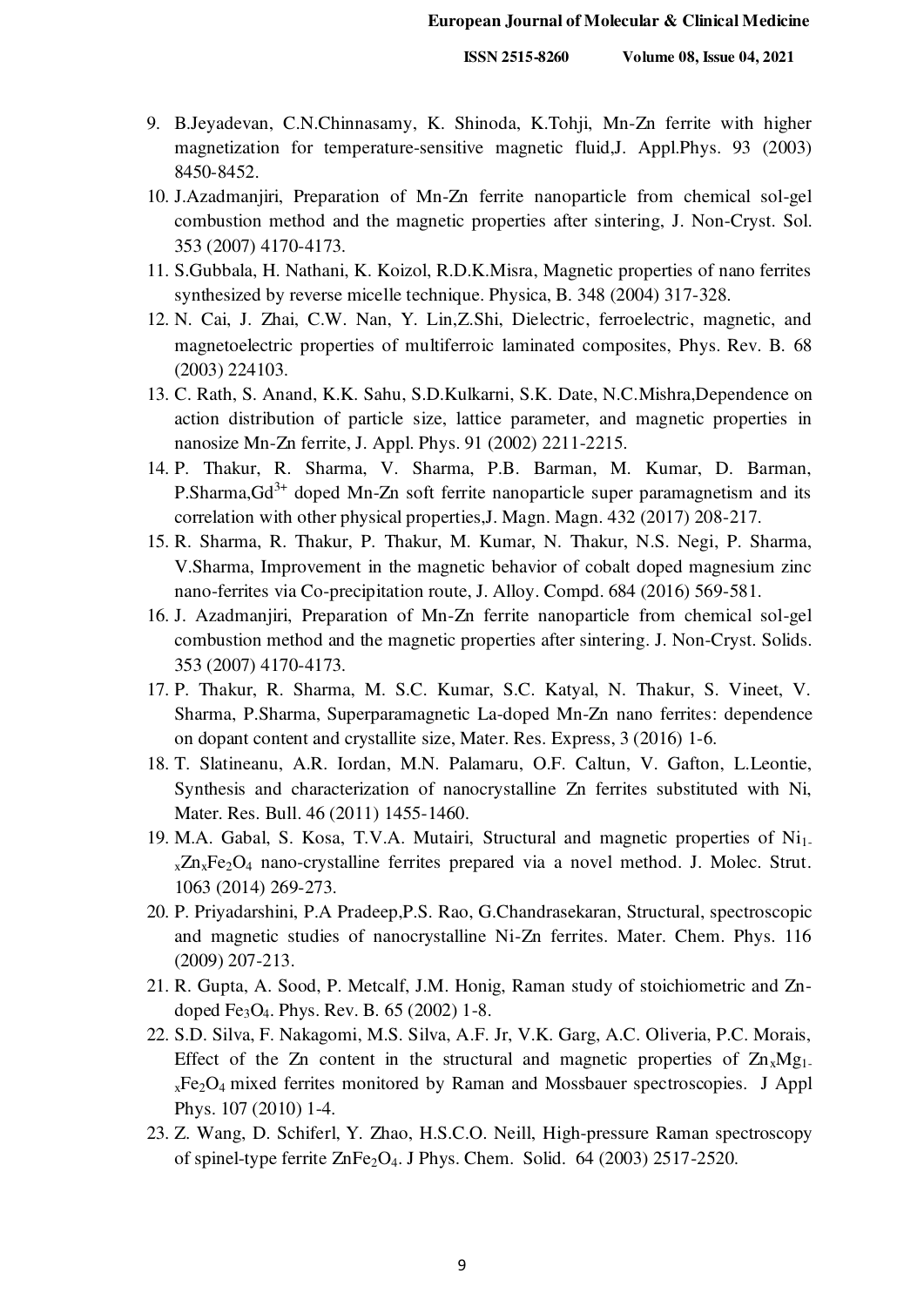9. B.Jeyadevan, C.N.Chinnasamy, K. Shinoda, K.Tohji, Mn-Zn ferrite with higher magnetization for temperature-sensitive magnetic fluid,J. Appl.Phys. 93 (2003) 8450-8452.
10. J.Azadmanjiri, Preparation of Mn-Zn ferrite nanoparticle from chemical sol-gel combustion method and the magnetic properties after sintering, J. Non-Cryst. Sol. 353 (2007) 4170-4173.
11. S.Gubbala, H. Nathani, K. Koizol, R.D.K.Misra, Magnetic properties of nano ferrites synthesized by reverse micelle technique. Physica, B. 348 (2004) 317-328.
12. N. Cai, J. Zhai, C.W. Nan, Y. Lin,Z.Shi, Dielectric, ferroelectric, magnetic, and magnetoelectric properties of multiferroic laminated composites, Phys. Rev. B. 68 (2003) 224103.
13. C. Rath, S. Anand, K.K. Sahu, S.D.Kulkarni, S.K. Date, N.C.Mishra,Dependence on action distribution of particle size, lattice parameter, and magnetic properties in nanosize Mn-Zn ferrite, J. Appl. Phys. 91 (2002) 2211-2215.
14. P. Thakur, R. Sharma, V. Sharma, P.B. Barman, M. Kumar, D. Barman, P.Sharma,$Gd^{3+}$ doped Mn-Zn soft ferrite nanoparticle super paramagnetism and its correlation with other physical properties,J. Magn. Magn. 432 (2017) 208-217.
15. R. Sharma, R. Thakur, P. Thakur, M. Kumar, N. Thakur, N.S. Negi, P. Sharma, V.Sharma, Improvement in the magnetic behavior of cobalt doped magnesium zinc nano-ferrites via Co-precipitation route, J. Alloy. Compd. 684 (2016) 569-581.
16. J. Azadmanjiri, Preparation of Mn-Zn ferrite nanoparticle from chemical sol-gel combustion method and the magnetic properties after sintering. J. Non-Cryst. Solids. 353 (2007) 4170-4173.
17. P. Thakur, R. Sharma, M. S.C. Kumar, S.C. Katyal, N. Thakur, S. Vineet, V. Sharma, P.Sharma, Superparamagnetic La-doped Mn-Zn nano ferrites: dependence on dopant content and crystallite size, Mater. Res. Express, 3 (2016) 1-6.
18. T. Slatineanu, A.R. Iordan, M.N. Palamaru, O.F. Caltun, V. Gafton, L.Leontie, Synthesis and characterization of nanocrystalline Zn ferrites substituted with Ni, Mater. Res. Bull. 46 (2011) 1455-1460.
19. M.A. Gabal, S. Kosa, T.V.A. Mutairi, Structural and magnetic properties of $Ni_{1-x}Zn_xFe_2O_4$ nano-crystalline ferrites prepared via a novel method. J. Molec. Strut. 1063 (2014) 269-273.
20. P. Priyadarshini, P.A Pradeep,P.S. Rao, G.Chandrasekaran, Structural, spectroscopic and magnetic studies of nanocrystalline Ni-Zn ferrites. Mater. Chem. Phys. 116 (2009) 207-213.
21. R. Gupta, A. Sood, P. Metcalf, J.M. Honig, Raman study of stoichiometric and Zn-doped $Fe_3O_4$. Phys. Rev. B. 65 (2002) 1-8.
22. S.D. Silva, F. Nakagomi, M.S. Silva, A.F. Jr, V.K. Garg, A.C. Oliveria, P.C. Morais, Effect of the Zn content in the structural and magnetic properties of $Zn_xMg_{1-x}Fe_2O_4$ mixed ferrites monitored by Raman and Mossbauer spectroscopies. J Appl Phys. 107 (2010) 1-4.
23. Z. Wang, D. Schiferl, Y. Zhao, H.S.C.O. Neill, High-pressure Raman spectroscopy of spinel-type ferrite $ZnFe_2O_4$. J Phys. Chem. Solid. 64 (2003) 2517-2520.